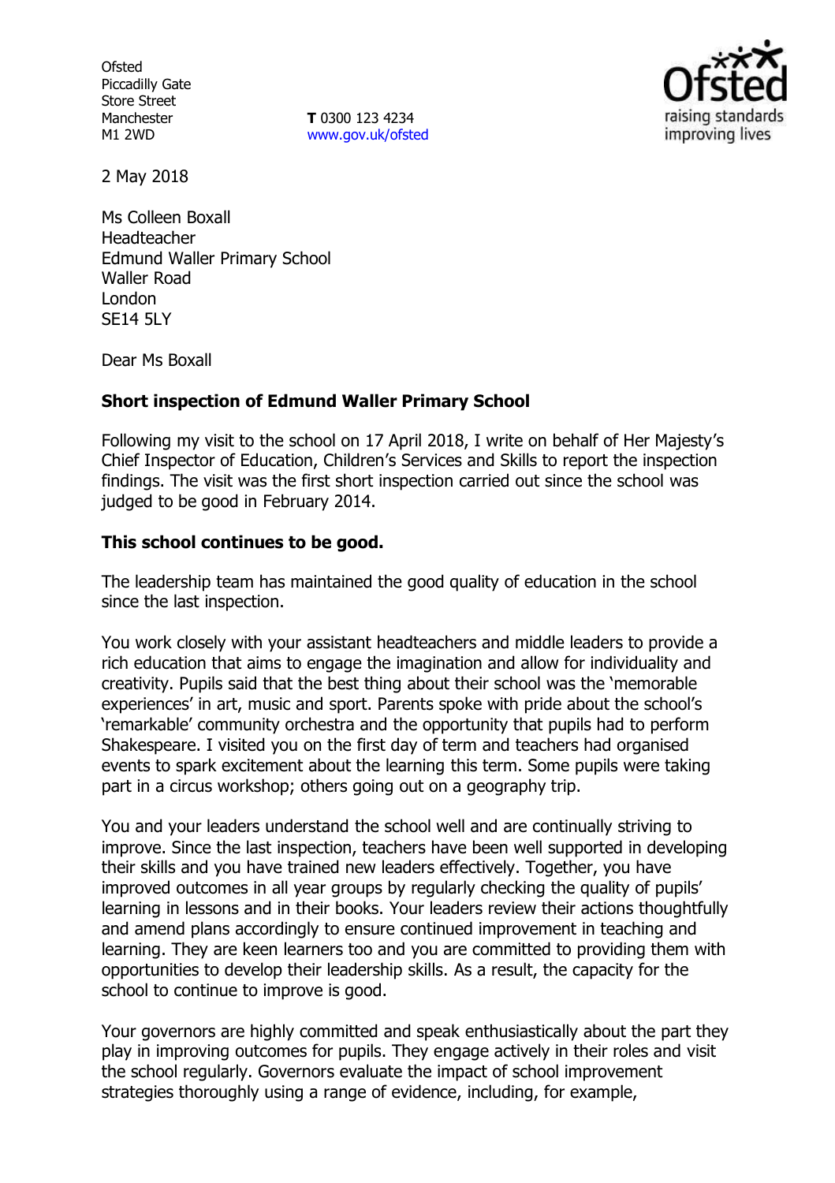Ofsted
Piccadilly Gate
Store Street
Manchester
M1 2WD

**T** 0300 123 4234
www.gov.uk/ofsted

2 May 2018

Ms Colleen Boxall
Headteacher
Edmund Waller Primary School
Waller Road
London
SE14 5LY

Dear Ms Boxall

**Short inspection of Edmund Waller Primary School**

Following my visit to the school on 17 April 2018, I write on behalf of Her Majesty's Chief Inspector of Education, Children's Services and Skills to report the inspection findings. The visit was the first short inspection carried out since the school was judged to be good in February 2014.

**This school continues to be good.**

The leadership team has maintained the good quality of education in the school since the last inspection.

You work closely with your assistant headteachers and middle leaders to provide a rich education that aims to engage the imagination and allow for individuality and creativity. Pupils said that the best thing about their school was the 'memorable experiences' in art, music and sport. Parents spoke with pride about the school's 'remarkable' community orchestra and the opportunity that pupils had to perform Shakespeare. I visited you on the first day of term and teachers had organised events to spark excitement about the learning this term. Some pupils were taking part in a circus workshop; others going out on a geography trip.

You and your leaders understand the school well and are continually striving to improve. Since the last inspection, teachers have been well supported in developing their skills and you have trained new leaders effectively. Together, you have improved outcomes in all year groups by regularly checking the quality of pupils' learning in lessons and in their books. Your leaders review their actions thoughtfully and amend plans accordingly to ensure continued improvement in teaching and learning. They are keen learners too and you are committed to providing them with opportunities to develop their leadership skills. As a result, the capacity for the school to continue to improve is good.

Your governors are highly committed and speak enthusiastically about the part they play in improving outcomes for pupils. They engage actively in their roles and visit the school regularly. Governors evaluate the impact of school improvement strategies thoroughly using a range of evidence, including, for example,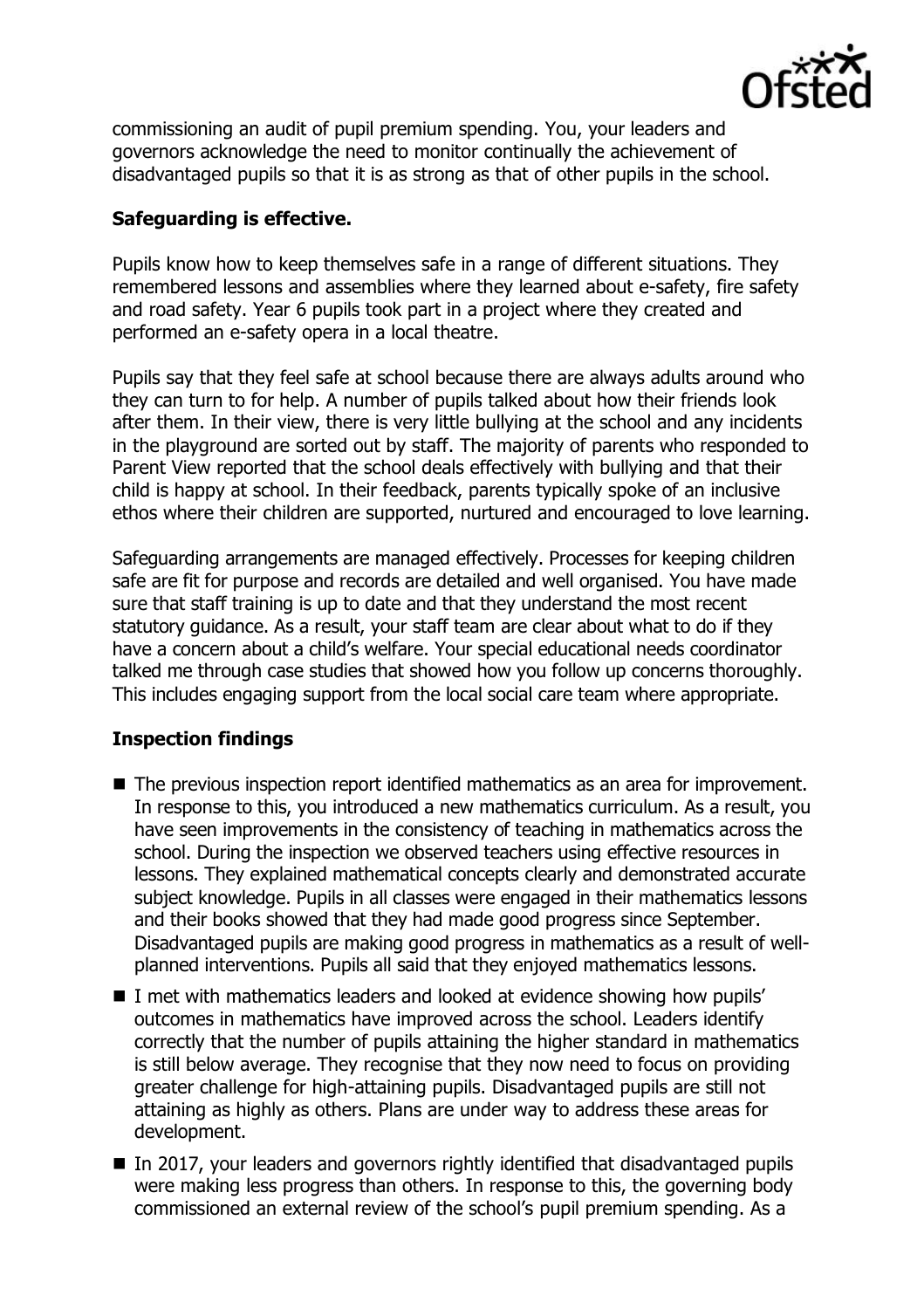commissioning an audit of pupil premium spending. You, your leaders and governors acknowledge the need to monitor continually the achievement of disadvantaged pupils so that it is as strong as that of other pupils in the school.

**Safeguarding is effective.**

Pupils know how to keep themselves safe in a range of different situations. They remembered lessons and assemblies where they learned about e-safety, fire safety and road safety. Year 6 pupils took part in a project where they created and performed an e-safety opera in a local theatre.

Pupils say that they feel safe at school because there are always adults around who they can turn to for help. A number of pupils talked about how their friends look after them. In their view, there is very little bullying at the school and any incidents in the playground are sorted out by staff. The majority of parents who responded to Parent View reported that the school deals effectively with bullying and that their child is happy at school. In their feedback, parents typically spoke of an inclusive ethos where their children are supported, nurtured and encouraged to love learning.

Safeguarding arrangements are managed effectively. Processes for keeping children safe are fit for purpose and records are detailed and well organised. You have made sure that staff training is up to date and that they understand the most recent statutory guidance. As a result, your staff team are clear about what to do if they have a concern about a child's welfare. Your special educational needs coordinator talked me through case studies that showed how you follow up concerns thoroughly. This includes engaging support from the local social care team where appropriate.

**Inspection findings**

- The previous inspection report identified mathematics as an area for improvement. In response to this, you introduced a new mathematics curriculum. As a result, you have seen improvements in the consistency of teaching in mathematics across the school. During the inspection we observed teachers using effective resources in lessons. They explained mathematical concepts clearly and demonstrated accurate subject knowledge. Pupils in all classes were engaged in their mathematics lessons and their books showed that they had made good progress since September. Disadvantaged pupils are making good progress in mathematics as a result of well-planned interventions. Pupils all said that they enjoyed mathematics lessons.
- I met with mathematics leaders and looked at evidence showing how pupils' outcomes in mathematics have improved across the school. Leaders identify correctly that the number of pupils attaining the higher standard in mathematics is still below average. They recognise that they now need to focus on providing greater challenge for high-attaining pupils. Disadvantaged pupils are still not attaining as highly as others. Plans are under way to address these areas for development.
- In 2017, your leaders and governors rightly identified that disadvantaged pupils were making less progress than others. In response to this, the governing body commissioned an external review of the school's pupil premium spending. As a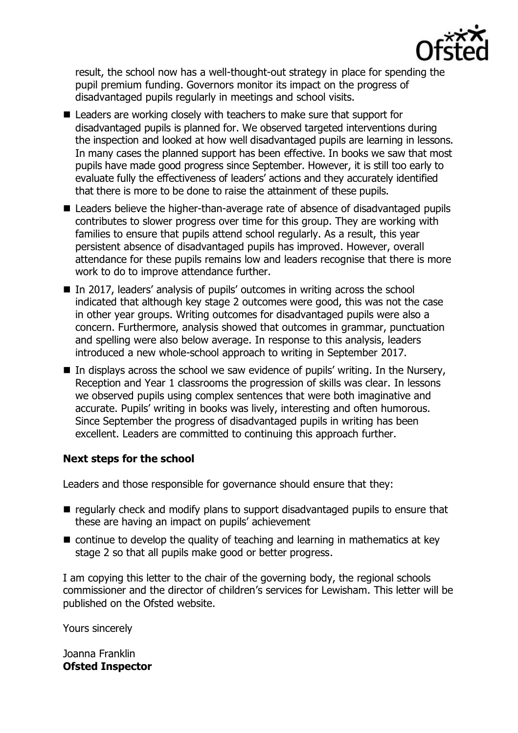result, the school now has a well-thought-out strategy in place for spending the pupil premium funding. Governors monitor its impact on the progress of disadvantaged pupils regularly in meetings and school visits.

- Leaders are working closely with teachers to make sure that support for disadvantaged pupils is planned for. We observed targeted interventions during the inspection and looked at how well disadvantaged pupils are learning in lessons. In many cases the planned support has been effective. In books we saw that most pupils have made good progress since September. However, it is still too early to evaluate fully the effectiveness of leaders' actions and they accurately identified that there is more to be done to raise the attainment of these pupils.
- Leaders believe the higher-than-average rate of absence of disadvantaged pupils contributes to slower progress over time for this group. They are working with families to ensure that pupils attend school regularly. As a result, this year persistent absence of disadvantaged pupils has improved. However, overall attendance for these pupils remains low and leaders recognise that there is more work to do to improve attendance further.
- In 2017, leaders' analysis of pupils' outcomes in writing across the school indicated that although key stage 2 outcomes were good, this was not the case in other year groups. Writing outcomes for disadvantaged pupils were also a concern. Furthermore, analysis showed that outcomes in grammar, punctuation and spelling were also below average. In response to this analysis, leaders introduced a new whole-school approach to writing in September 2017.
- In displays across the school we saw evidence of pupils' writing. In the Nursery, Reception and Year 1 classrooms the progression of skills was clear. In lessons we observed pupils using complex sentences that were both imaginative and accurate. Pupils' writing in books was lively, interesting and often humorous. Since September the progress of disadvantaged pupils in writing has been excellent. Leaders are committed to continuing this approach further.

## Next steps for the school

Leaders and those responsible for governance should ensure that they:

- regularly check and modify plans to support disadvantaged pupils to ensure that these are having an impact on pupils' achievement
- continue to develop the quality of teaching and learning in mathematics at key stage 2 so that all pupils make good or better progress.

I am copying this letter to the chair of the governing body, the regional schools commissioner and the director of children's services for Lewisham. This letter will be published on the Ofsted website.

Yours sincerely

Joanna Franklin
**Ofsted Inspector**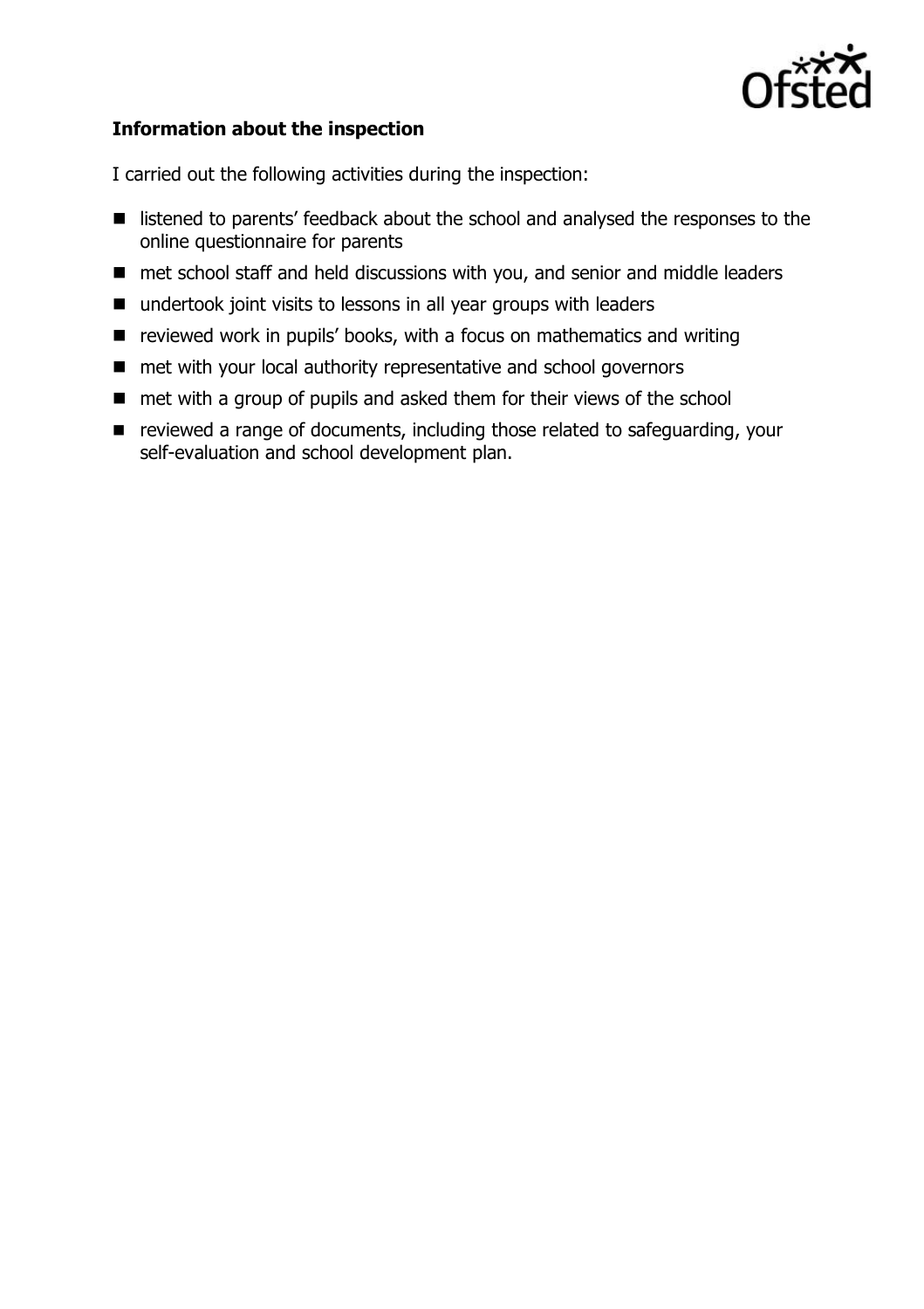**Information about the inspection**

I carried out the following activities during the inspection:

- listened to parents' feedback about the school and analysed the responses to the online questionnaire for parents
- met school staff and held discussions with you, and senior and middle leaders
- undertook joint visits to lessons in all year groups with leaders
- reviewed work in pupils' books, with a focus on mathematics and writing
- met with your local authority representative and school governors
- met with a group of pupils and asked them for their views of the school
- reviewed a range of documents, including those related to safeguarding, your self-evaluation and school development plan.